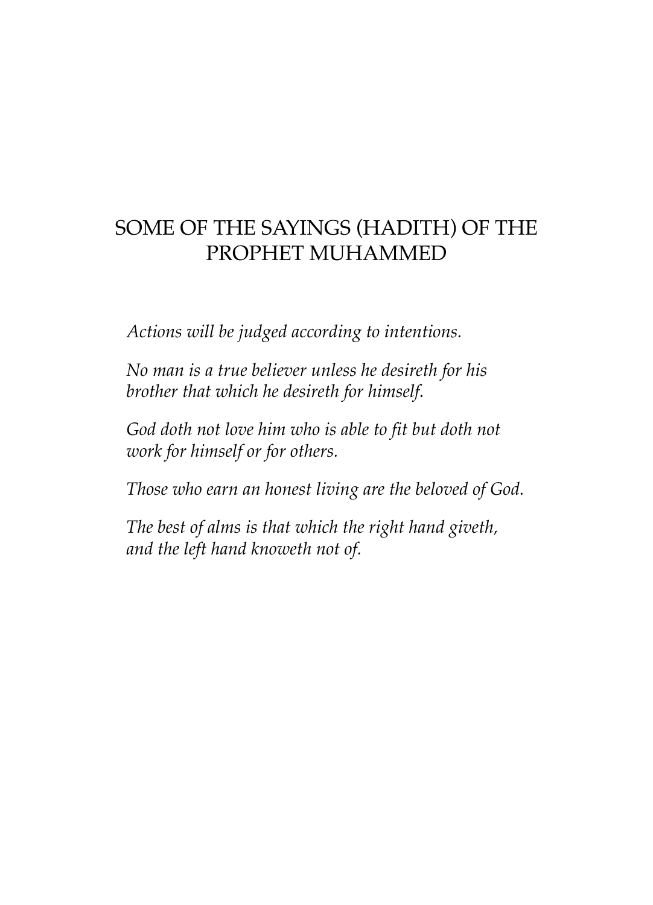# SOME OF THE SAYINGS (HADITH) OF THE PROPHET MUHAMMED

*Actions will be judged according to intentions.*

*No man is a true believer unless he desireth for his brother that which he desireth for himself.*

*God doth not love him who is able to fit but doth not work for himself or for others.*

*Those who earn an honest living are the beloved of God.*

*The best of alms is that which the right hand giveth, and the left hand knoweth not of.*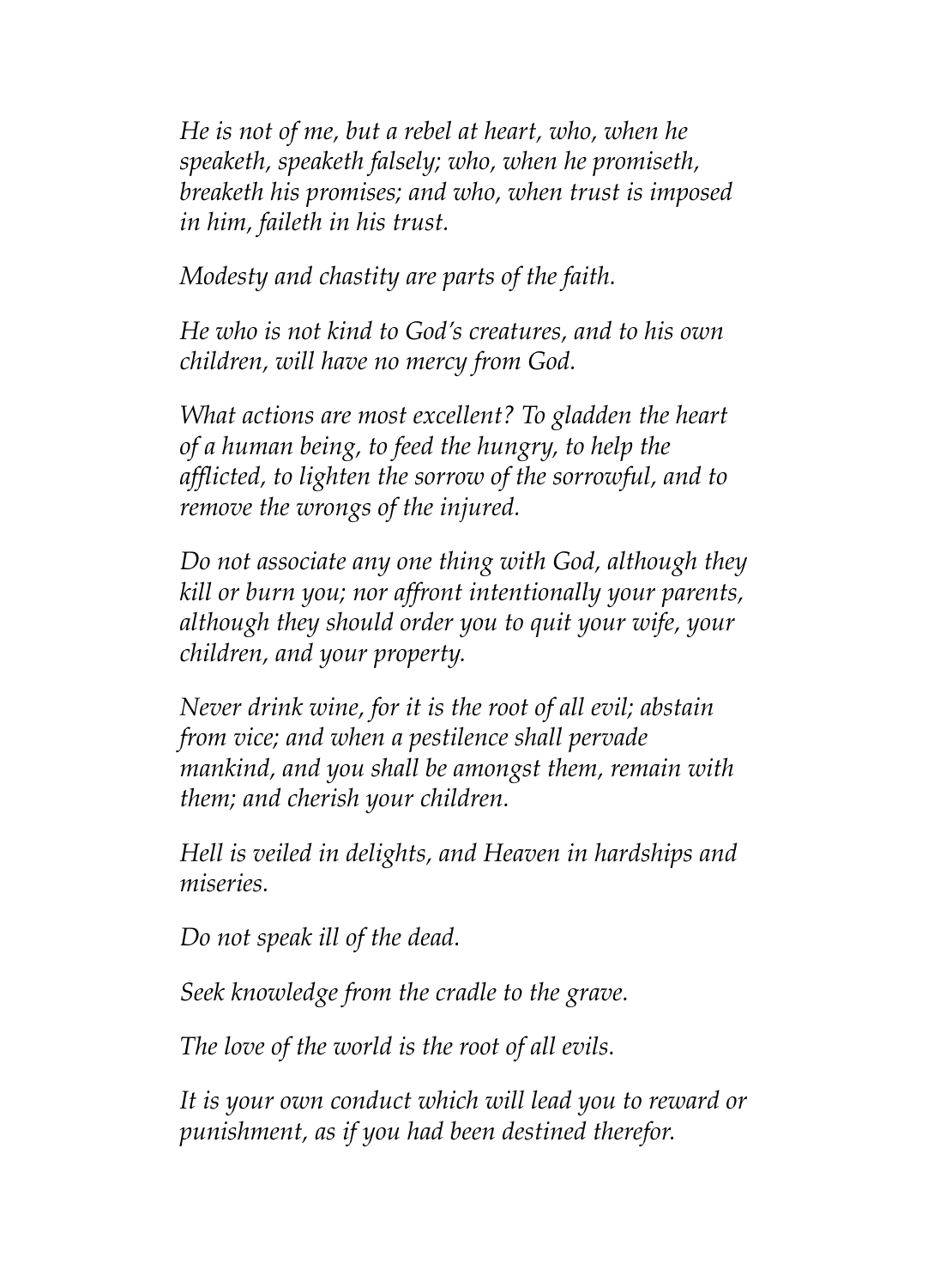*He is not of me, but a rebel at heart, who, when he speaketh, speaketh falsely; who, when he promiseth, breaketh his promises; and who, when trust is imposed in him, faileth in his trust.*

*Modesty and chastity are parts of the faith.*

*He who is not kind to God's creatures, and to his own children, will have no mercy from God.*

*What actions are most excellent? To gladden the heart of a human being, to feed the hungry, to help the afflicted, to lighten the sorrow of the sorrowful, and to remove the wrongs of the injured.*

*Do not associate any one thing with God, although they kill or burn you; nor affront intentionally your parents, although they should order you to quit your wife, your children, and your property.*

*Never drink wine, for it is the root of all evil; abstain from vice; and when a pestilence shall pervade mankind, and you shall be amongst them, remain with them; and cherish your children.*

*Hell is veiled in delights, and Heaven in hardships and miseries.*

*Do not speak ill of the dead.*

*Seek knowledge from the cradle to the grave.*

*The love of the world is the root of all evils.*

*It is your own conduct which will lead you to reward or punishment, as if you had been destined therefor.*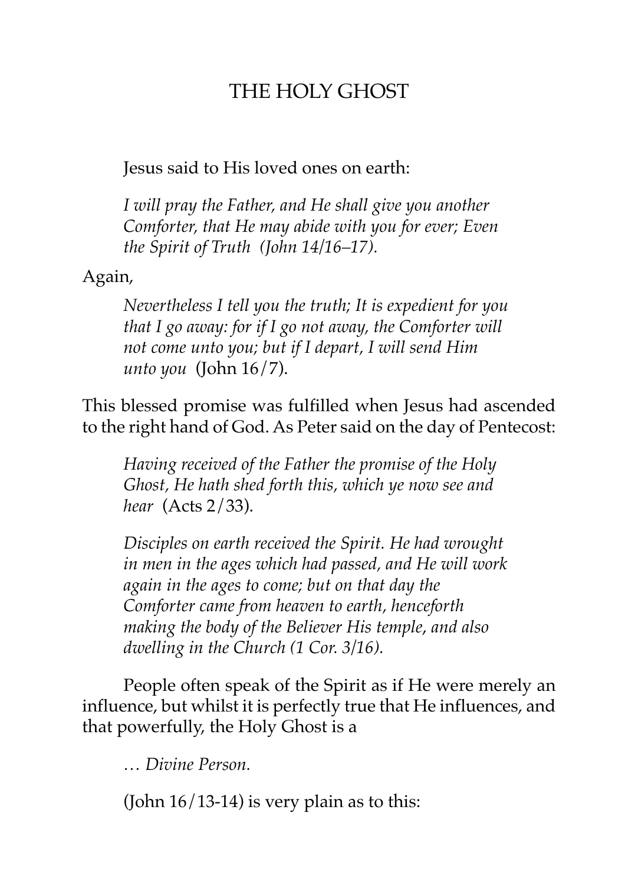# THE HOLY GHOST

Jesus said to His loved ones on earth:

> *I will pray the Father, and He shall give you another Comforter, that He may abide with you for ever; Even the Spirit of Truth (John 14/16–17).*

Again,

> *Nevertheless I tell you the truth; It is expedient for you that I go away: for if I go not away, the Comforter will not come unto you; but if I depart, I will send Him unto you* (John 16/7).

This blessed promise was fulfilled when Jesus had ascended to the right hand of God. As Peter said on the day of Pentecost:

> *Having received of the Father the promise of the Holy Ghost, He hath shed forth this, which ye now see and hear* (Acts 2/33).

> *Disciples on earth received the Spirit. He had wrought in men in the ages which had passed, and He will work again in the ages to come; but on that day the Comforter came from heaven to earth, henceforth making the body of the Believer His temple, and also dwelling in the Church (1 Cor. 3/16).*

People often speak of the Spirit as if He were merely an influence, but whilst it is perfectly true that He influences, and that powerfully, the Holy Ghost is a

> *… Divine Person.*

(John 16/13-14) is very plain as to this: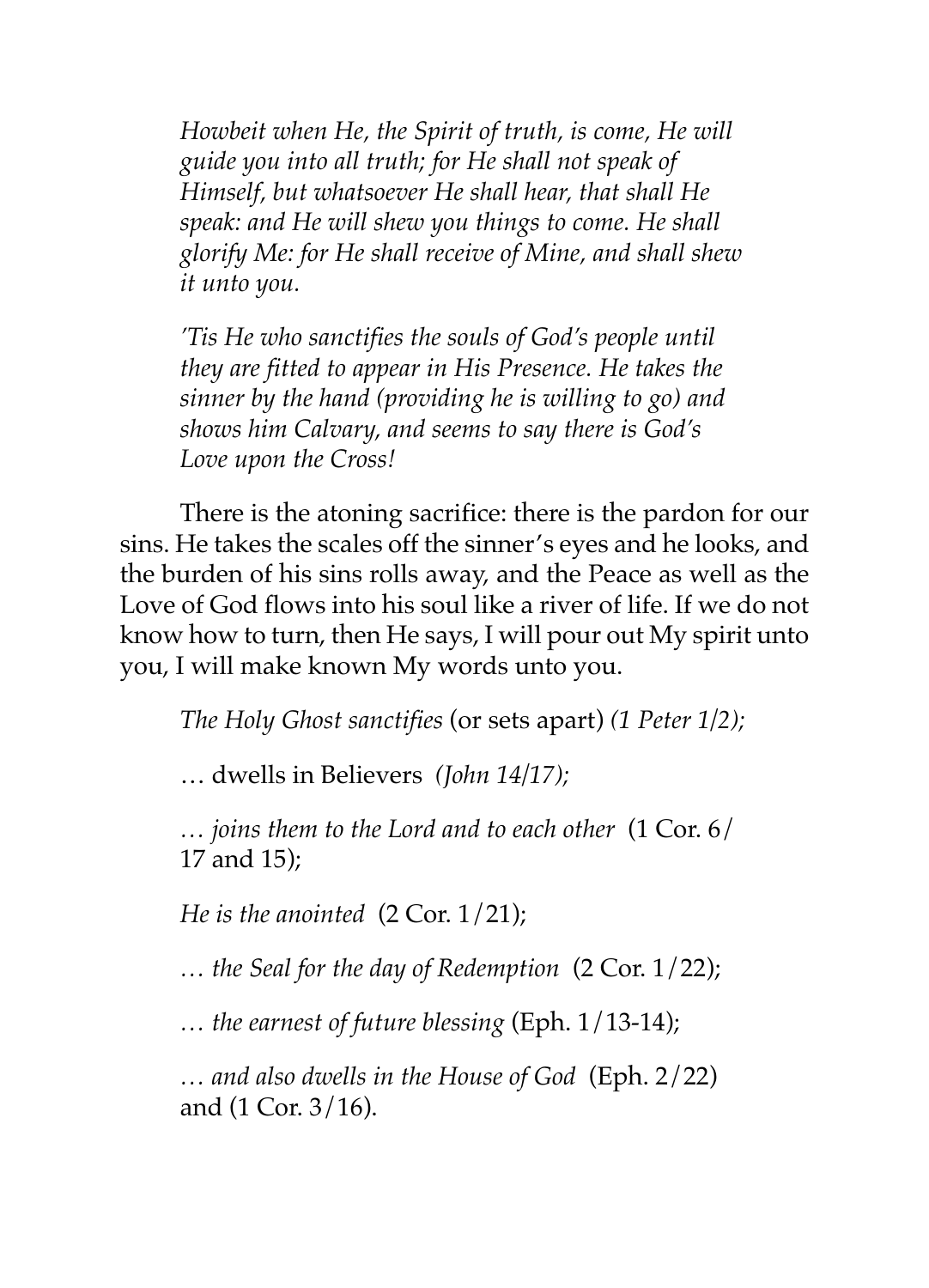*Howbeit when He, the Spirit of truth, is come, He will guide you into all truth; for He shall not speak of Himself, but whatsoever He shall hear, that shall He speak: and He will shew you things to come. He shall glorify Me: for He shall receive of Mine, and shall shew it unto you.*

*'Tis He who sanctifies the souls of God's people until they are fitted to appear in His Presence. He takes the sinner by the hand (providing he is willing to go) and shows him Calvary, and seems to say there is God's Love upon the Cross!*

There is the atoning sacrifice: there is the pardon for our sins. He takes the scales off the sinner's eyes and he looks, and the burden of his sins rolls away, and the Peace as well as the Love of God flows into his soul like a river of life. If we do not know how to turn, then He says, I will pour out My spirit unto you, I will make known My words unto you.

*The Holy Ghost sanctifies* (or sets apart) *(1 Peter 1/2);*

… dwells in Believers *(John 14/17);*

*… joins them to the Lord and to each other* (1 Cor. 6/17 and 15);

*He is the anointed* (2 Cor. 1/21);

*… the Seal for the day of Redemption* (2 Cor. 1/22);

*… the earnest of future blessing* (Eph. 1/13-14);

*… and also dwells in the House of God* (Eph. 2/22) and (1 Cor. 3/16).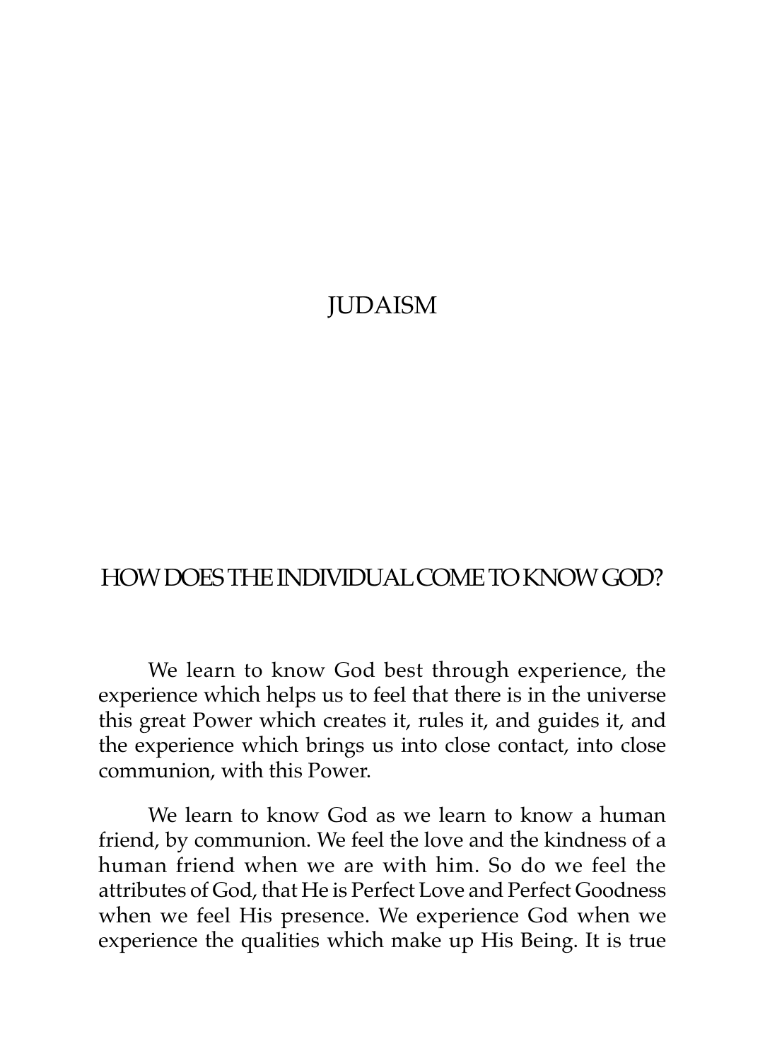# JUDAISM

## HOW DOES THE INDIVIDUAL COME TO KNOW GOD?

We learn to know God best through experience, the experience which helps us to feel that there is in the universe this great Power which creates it, rules it, and guides it, and the experience which brings us into close contact, into close communion, with this Power.

We learn to know God as we learn to know a human friend, by communion. We feel the love and the kindness of a human friend when we are with him. So do we feel the attributes of God, that He is Perfect Love and Perfect Goodness when we feel His presence. We experience God when we experience the qualities which make up His Being. It is true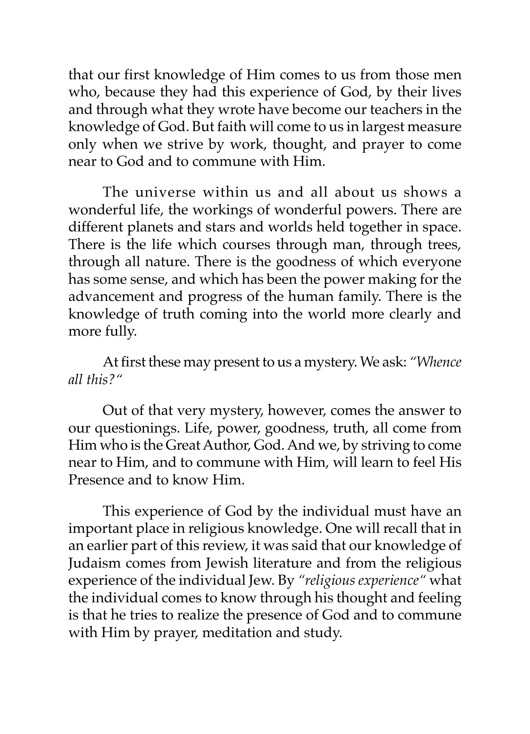that our first knowledge of Him comes to us from those men who, because they had this experience of God, by their lives and through what they wrote have become our teachers in the knowledge of God. But faith will come to us in largest measure only when we strive by work, thought, and prayer to come near to God and to commune with Him.

The universe within us and all about us shows a wonderful life, the workings of wonderful powers. There are different planets and stars and worlds held together in space. There is the life which courses through man, through trees, through all nature. There is the goodness of which everyone has some sense, and which has been the power making for the advancement and progress of the human family. There is the knowledge of truth coming into the world more clearly and more fully.

At first these may present to us a mystery. We ask: *"Whence all this?"*

Out of that very mystery, however, comes the answer to our questionings. Life, power, goodness, truth, all come from Him who is the Great Author, God. And we, by striving to come near to Him, and to commune with Him, will learn to feel His Presence and to know Him.

This experience of God by the individual must have an important place in religious knowledge. One will recall that in an earlier part of this review, it was said that our knowledge of Judaism comes from Jewish literature and from the religious experience of the individual Jew. By *"religious experience"* what the individual comes to know through his thought and feeling is that he tries to realize the presence of God and to commune with Him by prayer, meditation and study.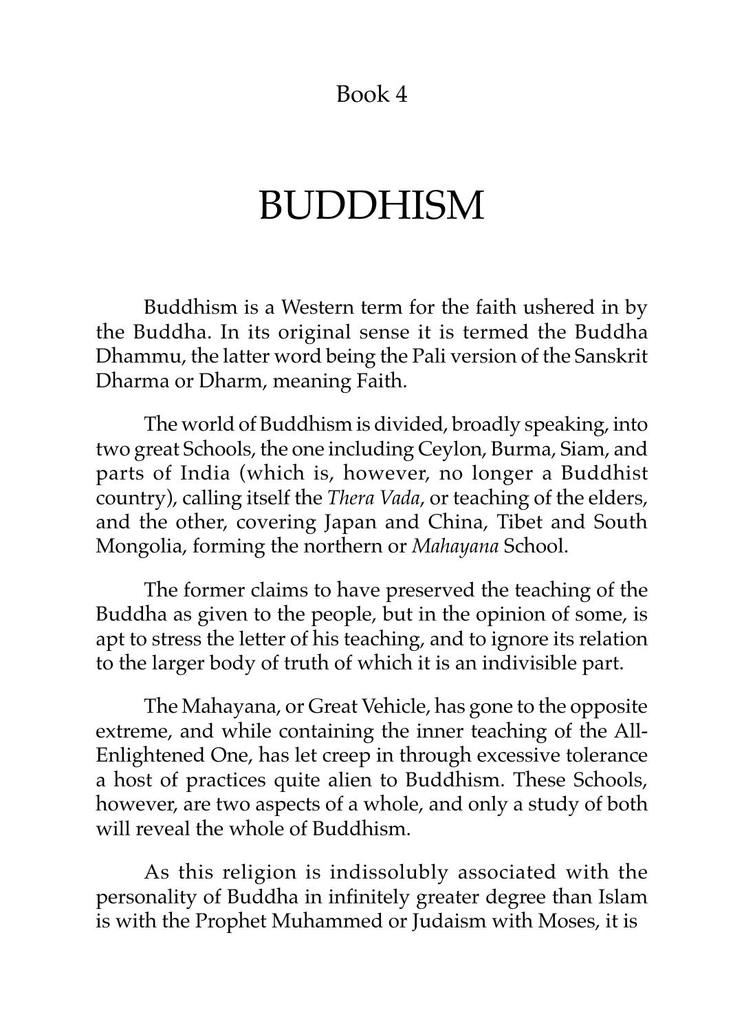Book 4

# BUDDHISM

Buddhism is a Western term for the faith ushered in by the Buddha. In its original sense it is termed the Buddha Dhammu, the latter word being the Pali version of the Sanskrit Dharma or Dharm, meaning Faith.

The world of Buddhism is divided, broadly speaking, into two great Schools, the one including Ceylon, Burma, Siam, and parts of India (which is, however, no longer a Buddhist country), calling itself the *Thera Vada*, or teaching of the elders, and the other, covering Japan and China, Tibet and South Mongolia, forming the northern or *Mahayana* School.

The former claims to have preserved the teaching of the Buddha as given to the people, but in the opinion of some, is apt to stress the letter of his teaching, and to ignore its relation to the larger body of truth of which it is an indivisible part.

The Mahayana, or Great Vehicle, has gone to the opposite extreme, and while containing the inner teaching of the All-Enlightened One, has let creep in through excessive tolerance a host of practices quite alien to Buddhism. These Schools, however, are two aspects of a whole, and only a study of both will reveal the whole of Buddhism.

As this religion is indissolubly associated with the personality of Buddha in infinitely greater degree than Islam is with the Prophet Muhammed or Judaism with Moses, it is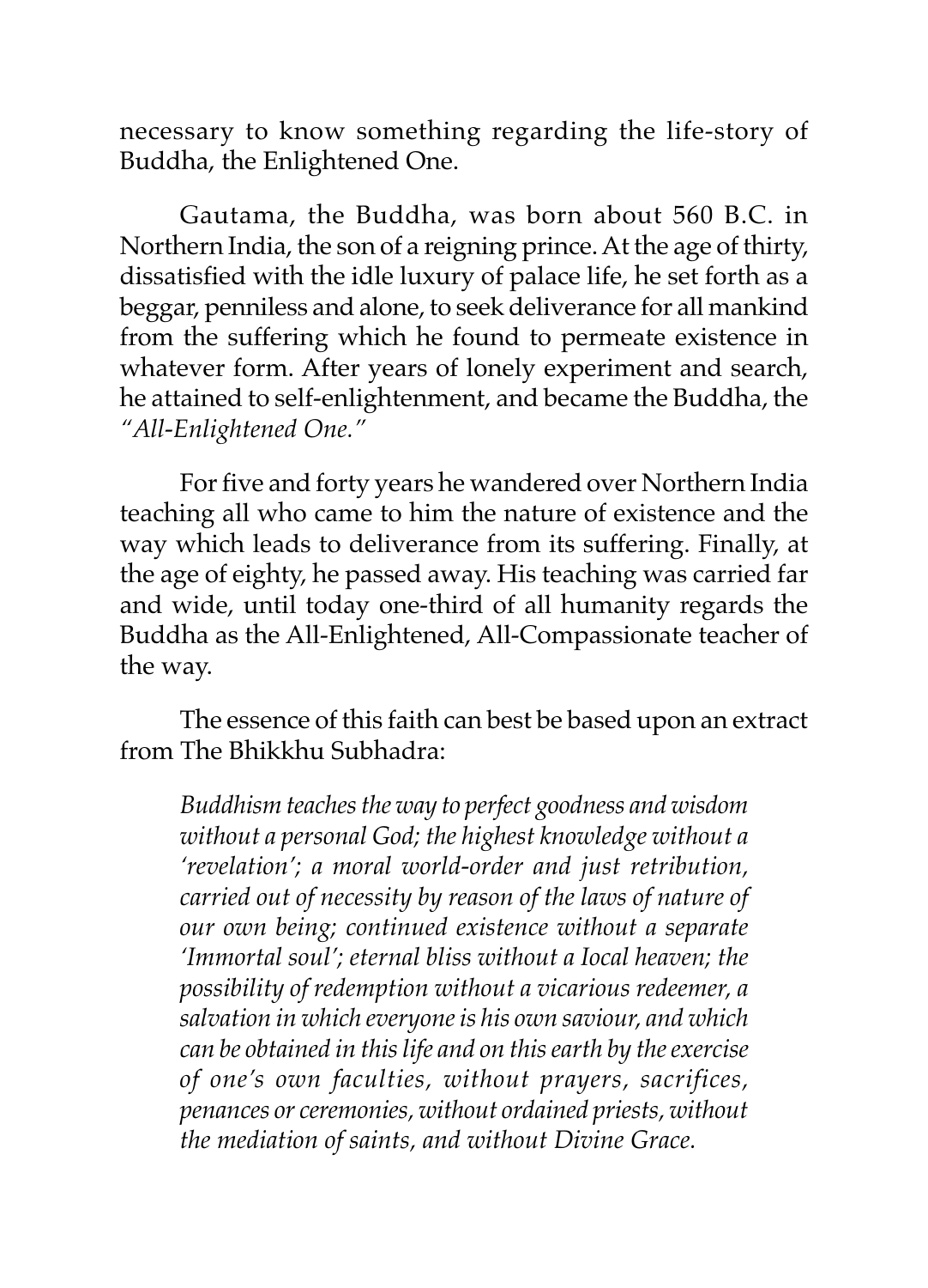necessary to know something regarding the life-story of Buddha, the Enlightened One.

Gautama, the Buddha, was born about 560 B.C. in Northern India, the son of a reigning prince. At the age of thirty, dissatisfied with the idle luxury of palace life, he set forth as a beggar, penniless and alone, to seek deliverance for all mankind from the suffering which he found to permeate existence in whatever form. After years of lonely experiment and search, he attained to self-enlightenment, and became the Buddha, the *"All-Enlightened One."*

For five and forty years he wandered over Northern India teaching all who came to him the nature of existence and the way which leads to deliverance from its suffering. Finally, at the age of eighty, he passed away. His teaching was carried far and wide, until today one-third of all humanity regards the Buddha as the All-Enlightened, All-Compassionate teacher of the way.

The essence of this faith can best be based upon an extract from The Bhikkhu Subhadra:

> *Buddhism teaches the way to perfect goodness and wisdom without a personal God; the highest knowledge without a 'revelation'; a moral world-order and just retribution, carried out of necessity by reason of the laws of nature of our own being; continued existence without a separate 'Immortal soul'; eternal bliss without a Iocal heaven; the possibility of redemption without a vicarious redeemer, a salvation in which everyone is his own saviour, and which can be obtained in this life and on this earth by the exercise of one's own faculties, without prayers, sacrifices, penances or ceremonies, without ordained priests, without the mediation of saints, and without Divine Grace.*